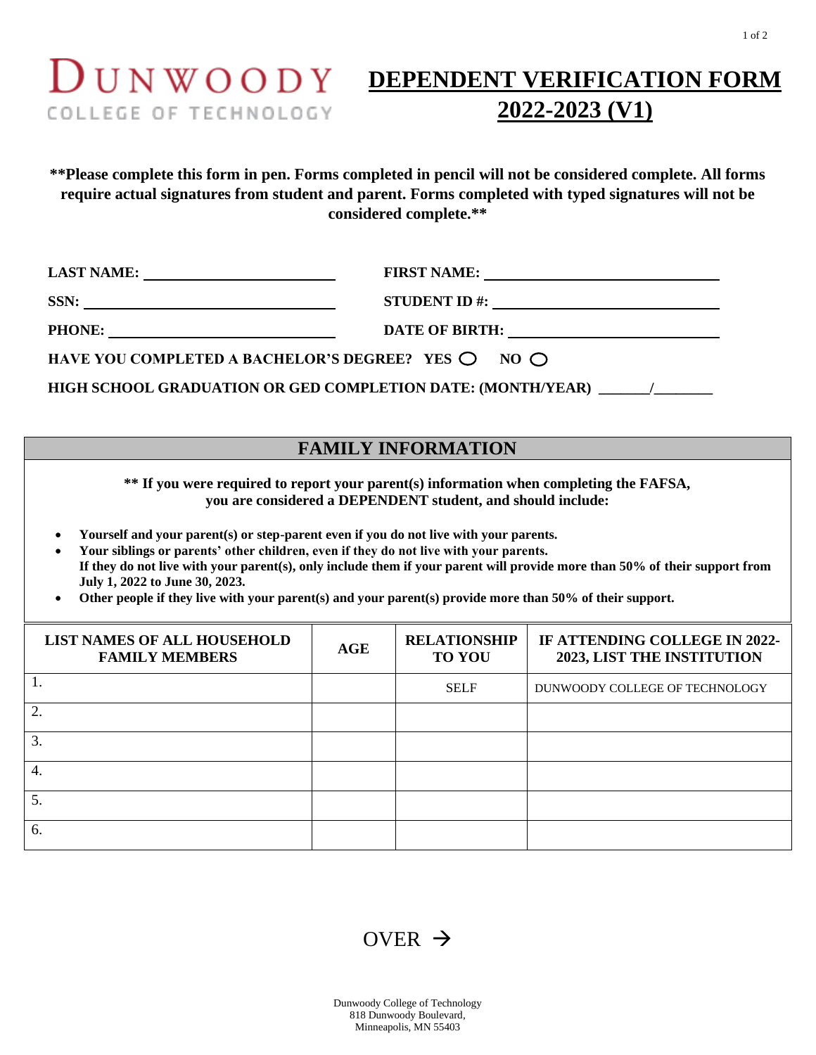# DUNWOODY COLLEGE OF TECHNOLOGY

# DEPENDENT VERIFICATION FORM 2022-2023 (V1)

**Please complete this form in pen. Forms completed in pencil will not be considered complete. All forms require actual signatures from student and parent. Forms completed with typed signatures will not be considered complete.**

**LAST NAME:** ____________________ **FIRST NAME:** ____________________

**SSN:** ____________________ **STUDENT ID #:** ____________________

**PHONE:** ____________________ **DATE OF BIRTH:** ____________________

**HAVE YOU COMPLETED A BACHELOR'S DEGREE?** YES ○ NO ○

**HIGH SCHOOL GRADUATION OR GED COMPLETION DATE: (MONTH/YEAR)** _______/________

## FAMILY INFORMATION

**** If you were required to report your parent(s) information when completing the FAFSA, you are considered a DEPENDENT student, and should include:**

- **Yourself and your parent(s) or step-parent even if you do not live with your parents.**
- **Your siblings or parents' other children, even if they do not live with your parents.**
  **If they do not live with your parent(s), only include them if your parent will provide more than 50% of their support from July 1, 2022 to June 30, 2023.**
- **Other people if they live with your parent(s) and your parent(s) provide more than 50% of their support.**

| LIST NAMES OF ALL HOUSEHOLD FAMILY MEMBERS | AGE | RELATIONSHIP TO YOU | IF ATTENDING COLLEGE IN 2022-2023, LIST THE INSTITUTION |
|---|---|---|---|
| 1. | | SELF | DUNWOODY COLLEGE OF TECHNOLOGY |
| 2. | | | |
| 3. | | | |
| 4. | | | |
| 5. | | | |
| 6. | | | |

OVER →

Dunwoody College of Technology
818 Dunwoody Boulevard,
Minneapolis, MN 55403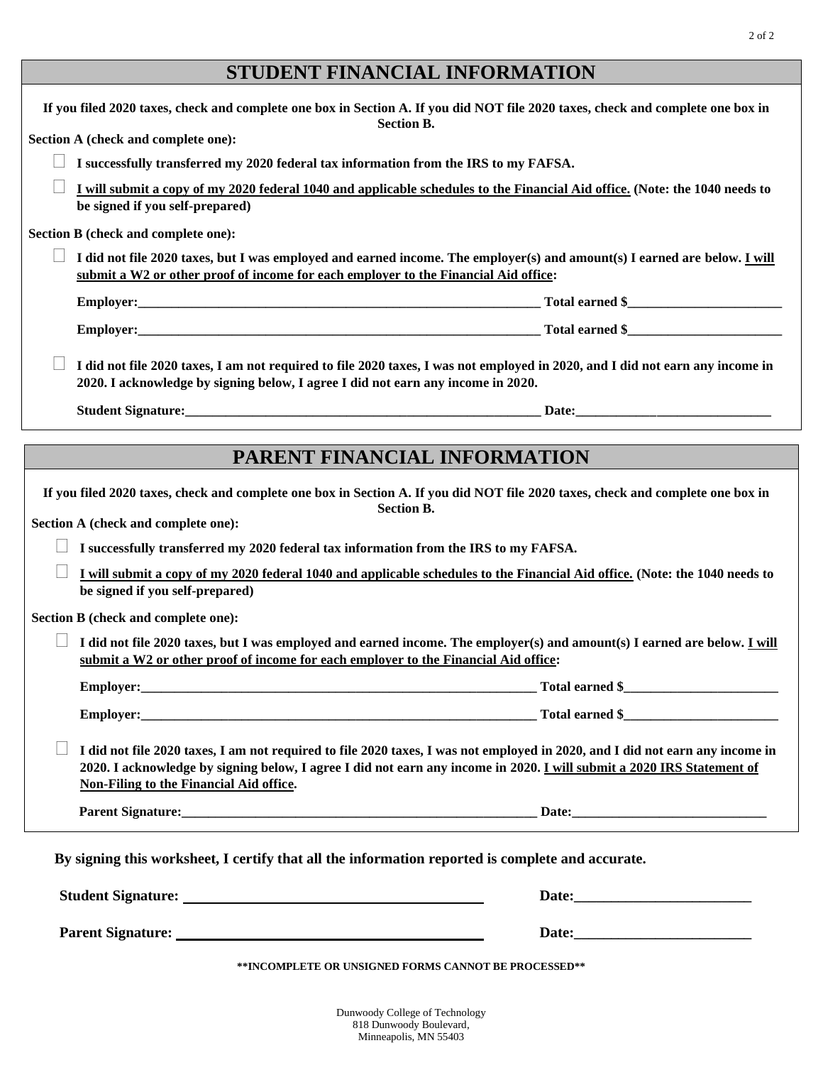## STUDENT FINANCIAL INFORMATION

**If you filed 2020 taxes, check and complete one box in Section A. If you did NOT file 2020 taxes, check and complete one box in Section B.**

**Section A (check and complete one):**

- ☐ **I successfully transferred my 2020 federal tax information from the IRS to my FAFSA.**
- ☐ **<u>I will submit a copy of my 2020 federal 1040 and applicable schedules to the Financial Aid office.</u> (Note: the 1040 needs to be signed if you self-prepared)**

**Section B (check and complete one):**

- ☐ **I did not file 2020 taxes, but I was employed and earned income. The employer(s) and amount(s) I earned are below. <u>I will submit a W2 or other proof of income for each employer to the Financial Aid office</u>:**

  **Employer:**______________________________ **Total earned $**______________________

  **Employer:**______________________________ **Total earned $**______________________

- ☐ **I did not file 2020 taxes, I am not required to file 2020 taxes, I was not employed in 2020, and I did not earn any income in 2020. I acknowledge by signing below, I agree I did not earn any income in 2020.**

  **Student Signature:**______________________________ **Date:**______________________

## PARENT FINANCIAL INFORMATION

**If you filed 2020 taxes, check and complete one box in Section A. If you did NOT file 2020 taxes, check and complete one box in Section B.**

**Section A (check and complete one):**

- ☐ **I successfully transferred my 2020 federal tax information from the IRS to my FAFSA.**
- ☐ **<u>I will submit a copy of my 2020 federal 1040 and applicable schedules to the Financial Aid office.</u> (Note: the 1040 needs to be signed if you self-prepared)**

**Section B (check and complete one):**

- ☐ **I did not file 2020 taxes, but I was employed and earned income. The employer(s) and amount(s) I earned are below. <u>I will submit a W2 or other proof of income for each employer to the Financial Aid office</u>:**

  **Employer:**______________________________ **Total earned $**______________________

  **Employer:**______________________________ **Total earned $**______________________

- ☐ **I did not file 2020 taxes, I am not required to file 2020 taxes, I was not employed in 2020, and I did not earn any income in 2020. I acknowledge by signing below, I agree I did not earn any income in 2020. <u>I will submit a 2020 IRS Statement of Non-Filing to the Financial Aid office</u>.**

  **Parent Signature:**______________________________ **Date:**______________________

**By signing this worksheet, I certify that all the information reported is complete and accurate.**

**Student Signature:** ______________________________ **Date:**______________________

**Parent Signature:** ______________________________ **Date:**______________________

**\*\*INCOMPLETE OR UNSIGNED FORMS CANNOT BE PROCESSED\*\***

Dunwoody College of Technology
818 Dunwoody Boulevard,
Minneapolis, MN 55403